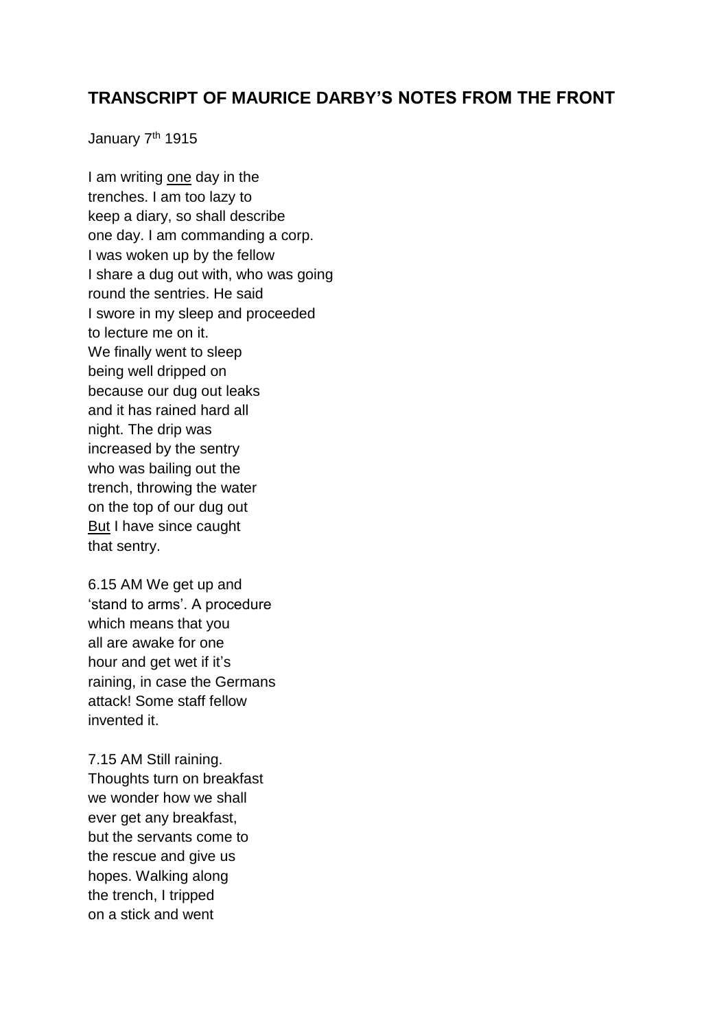## **TRANSCRIPT OF MAURICE DARBY'S NOTES FROM THE FRONT**

January 7th 1915

I am writing <u>one</u> day in the trenches. I am too lazy to keep a diary, so shall describe one day. I am commanding a corp. I was woken up by the fellow I share a dug out with, who was going round the sentries. He said I swore in my sleep and proceeded to lecture me on it. We finally went to sleep being well dripped on because our dug out leaks and it has rained hard all night. The drip was increased by the sentry who was bailing out the trench, throwing the water on the top of our dug out <u>But</u> I have since caught that sentry.

6.15 AM We get up and 'stand to arms'. A procedure which means that you all are awake for one hour and get wet if it's raining, in case the Germans attack! Some staff fellow invented it.

7.15 AM Still raining. Thoughts turn on breakfast we wonder how we shall ever get any breakfast, but the servants come to the rescue and give us hopes. Walking along the trench, I tripped on a stick and went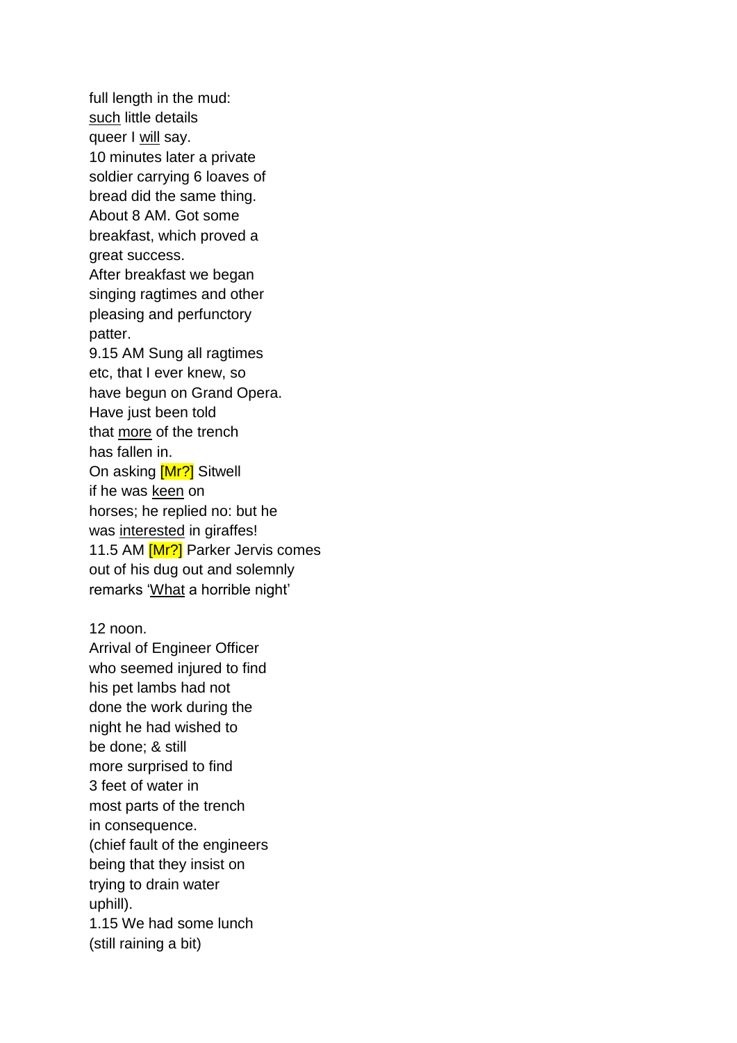full length in the mud:
<u>such</u> little details
queer I <u>will</u> say.
10 minutes later a private
soldier carrying 6 loaves of
bread did the same thing.
About 8 AM. Got some
breakfast, which proved a
great success.
After breakfast we began
singing ragtimes and other
pleasing and perfunctory
patter.
9.15 AM Sung all ragtimes
etc, that I ever knew, so
have begun on Grand Opera.
Have just been told
that <u>more</u> of the trench
has fallen in.
On asking [Mr?] Sitwell
if he was <u>keen</u> on
horses; he replied no: but he
was <u>interested</u> in giraffes!
11.5 AM [Mr?] Parker Jervis comes
out of his dug out and solemnly
remarks '<u>What</u> a horrible night'

12 noon.
Arrival of Engineer Officer
who seemed injured to find
his pet lambs had not
done the work during the
night he had wished to
be done; & still
more surprised to find
3 feet of water in
most parts of the trench
in consequence.
(chief fault of the engineers
being that they insist on
trying to drain water
uphill).
1.15 We had some lunch
(still raining a bit)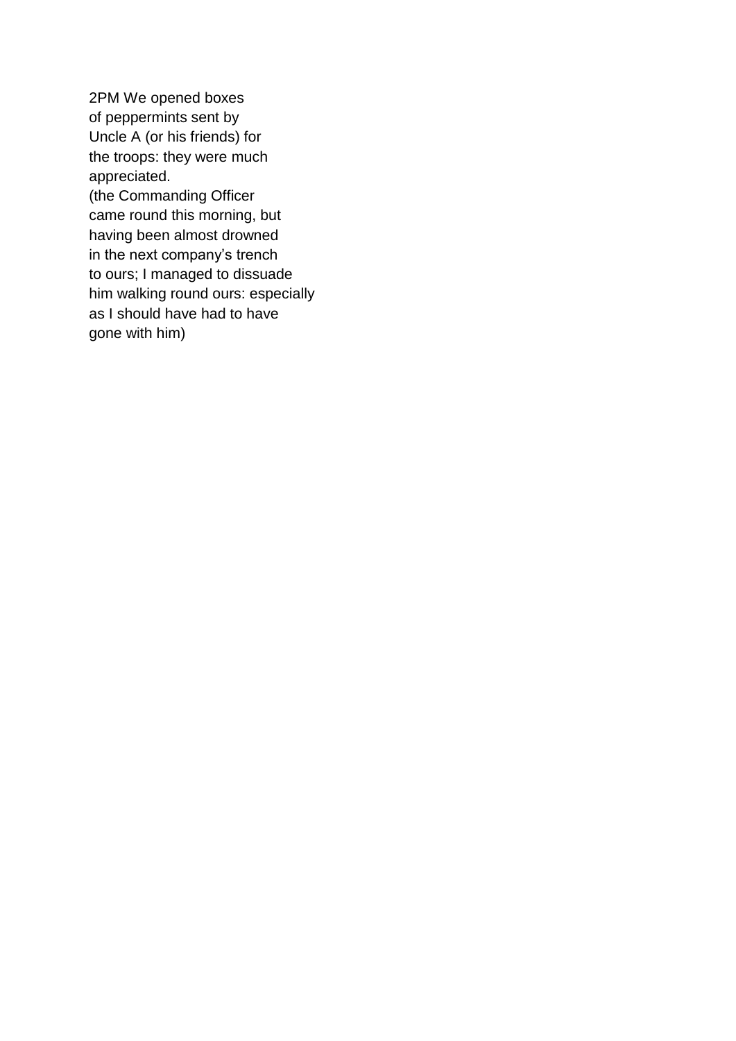2PM We opened boxes of peppermints sent by Uncle A (or his friends) for the troops: they were much appreciated.
(the Commanding Officer came round this morning, but having been almost drowned in the next company's trench to ours; I managed to dissuade him walking round ours: especially as I should have had to have gone with him)